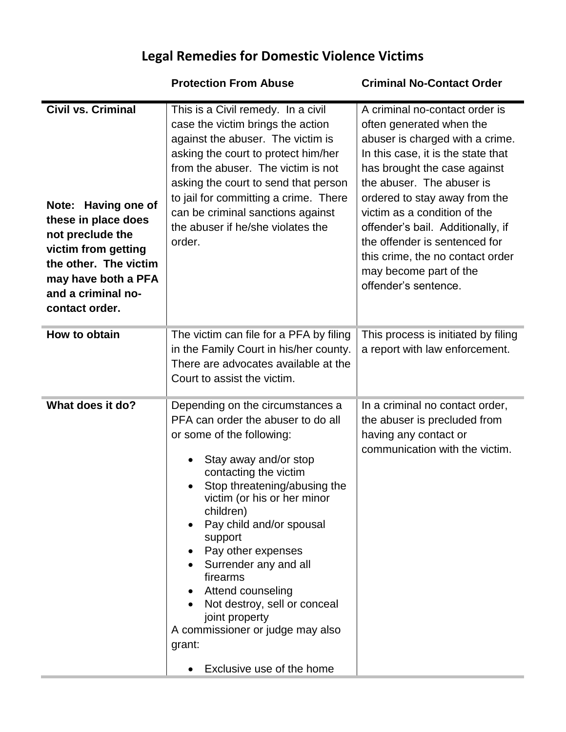# Legal Remedies for Domestic Violence Victims

| | **Protection From Abuse** | **Criminal No-Contact Order** |
|---|---|---|
| **Civil vs. Criminal**<br><br>**Note: Having one of these in place does not preclude the victim from getting the other. The victim may have both a PFA and a criminal no-contact order.** | This is a Civil remedy. In a civil case the victim brings the action against the abuser. The victim is asking the court to protect him/her from the abuser. The victim is not asking the court to send that person to jail for committing a crime. There can be criminal sanctions against the abuser if he/she violates the order. | A criminal no-contact order is often generated when the abuser is charged with a crime. In this case, it is the state that has brought the case against the abuser. The abuser is ordered to stay away from the victim as a condition of the offender's bail. Additionally, if the offender is sentenced for this crime, the no contact order may become part of the offender's sentence. |
| **How to obtain** | The victim can file for a PFA by filing in the Family Court in his/her county. There are advocates available at the Court to assist the victim. | This process is initiated by filing a report with law enforcement. |
| **What does it do?** | Depending on the circumstances a PFA can order the abuser to do all or some of the following:<br><br>• Stay away and/or stop contacting the victim<br>• Stop threatening/abusing the victim (or his or her minor children)<br>• Pay child and/or spousal support<br>• Pay other expenses<br>• Surrender any and all firearms<br>• Attend counseling<br>• Not destroy, sell or conceal joint property<br><br>A commissioner or judge may also grant:<br><br>• Exclusive use of the home | In a criminal no contact order, the abuser is precluded from having any contact or communication with the victim. |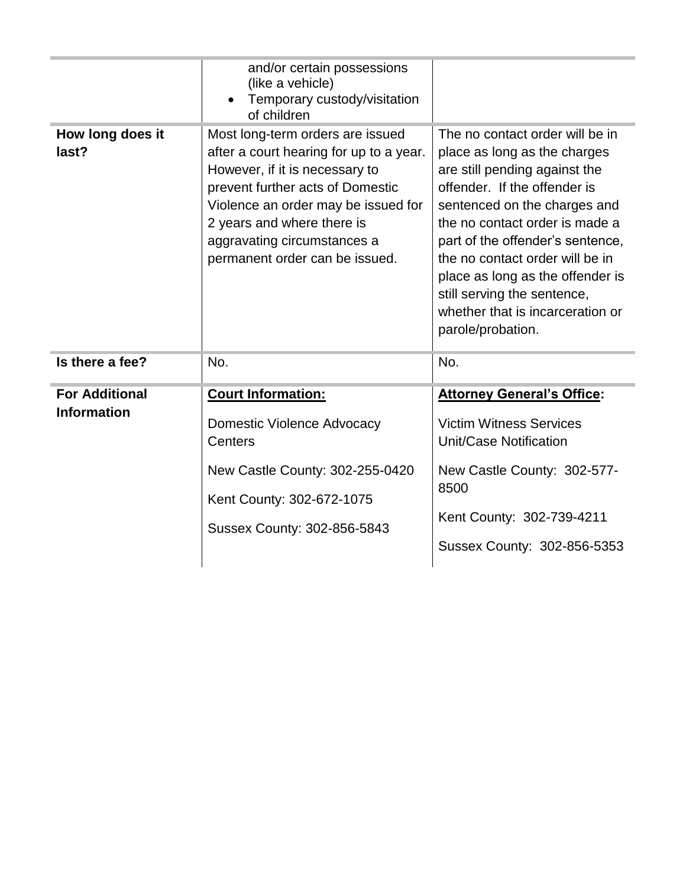| | | |
|---|---|---|
| | and/or certain possessions (like a vehicle)<br>• Temporary custody/visitation of children | |
| **How long does it last?** | Most long-term orders are issued after a court hearing for up to a year. However, if it is necessary to prevent further acts of Domestic Violence an order may be issued for 2 years and where there is aggravating circumstances a permanent order can be issued. | The no contact order will be in place as long as the charges are still pending against the offender. If the offender is sentenced on the charges and the no contact order is made a part of the offender's sentence, the no contact order will be in place as long as the offender is still serving the sentence, whether that is incarceration or parole/probation. |
| **Is there a fee?** | No. | No. |
| **For Additional Information** | **<u>Court Information:</u>**<br><br>Domestic Violence Advocacy Centers<br><br>New Castle County: 302-255-0420<br><br>Kent County: 302-672-1075<br><br>Sussex County: 302-856-5843 | **<u>Attorney General's Office</u>:**<br><br>Victim Witness Services Unit/Case Notification<br><br>New Castle County: 302-577-8500<br><br>Kent County: 302-739-4211<br><br>Sussex County: 302-856-5353 |